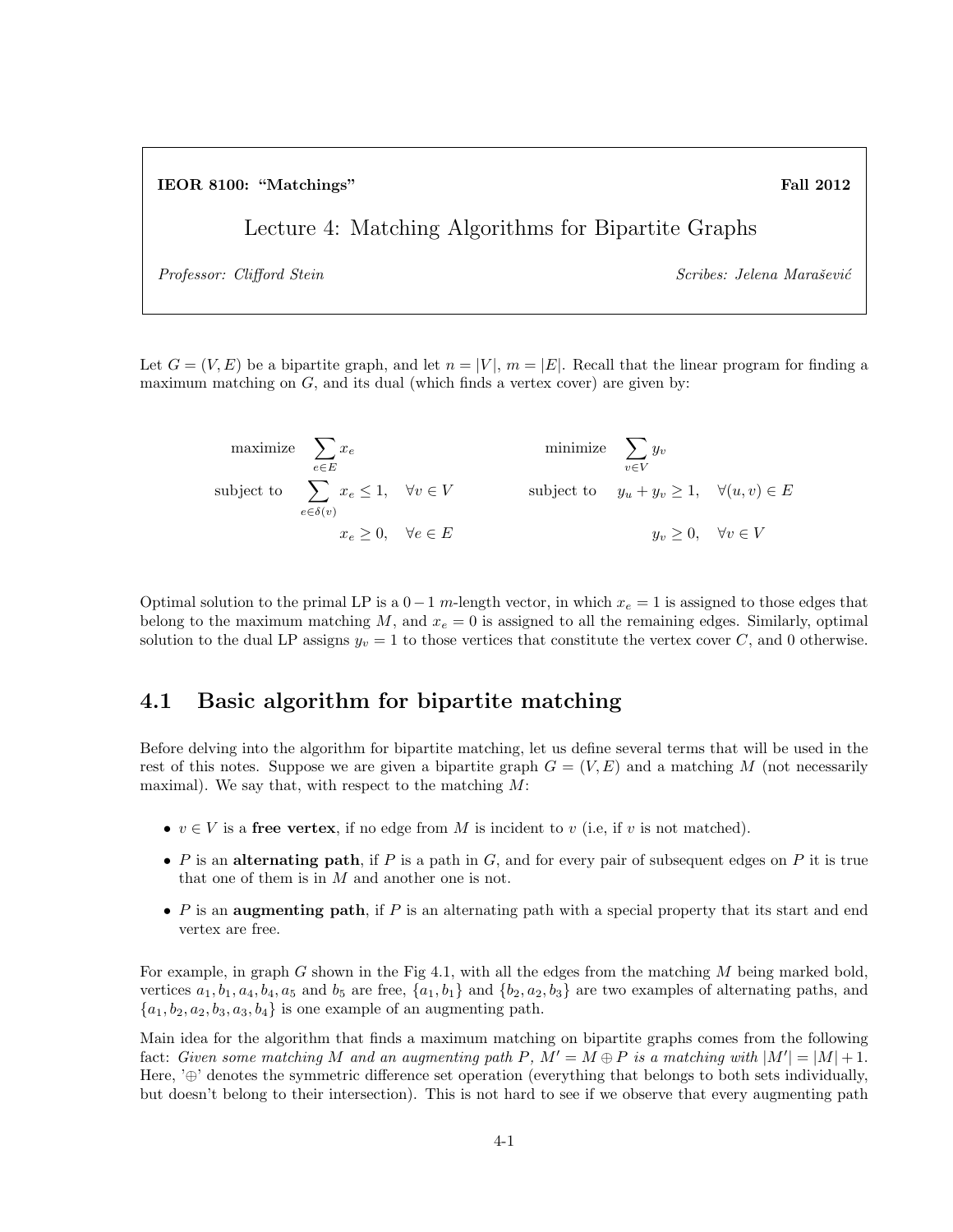**IEOR 8100: "Matchings"** **Fall 2012**

# Lecture 4: Matching Algorithms for Bipartite Graphs

*Professor: Clifford Stein* *Scribes: Jelena Marašević*

Let $G = (V, E)$ be a bipartite graph, and let $n = |V|$, $m = |E|$. Recall that the linear program for finding a maximum matching on $G$, and its dual (which finds a vertex cover) are given by:

$$
\begin{aligned}
\text{maximize} \quad & \sum_{e \in E} x_e \\
\text{subject to} \quad & \sum_{e \in \delta(v)} x_e \leq 1, \quad \forall v \in V \\
& x_e \geq 0, \quad \forall e \in E
\end{aligned}
\qquad\qquad
\begin{aligned}
\text{minimize} \quad & \sum_{v \in V} y_v \\
\text{subject to} \quad & y_u + y_v \geq 1, \quad \forall (u, v) \in E \\
& y_v \geq 0, \quad \forall v \in V
\end{aligned}
$$

Optimal solution to the primal LP is a $0-1$ $m$-length vector, in which $x_e = 1$ is assigned to those edges that belong to the maximum matching $M$, and $x_e = 0$ is assigned to all the remaining edges. Similarly, optimal solution to the dual LP assigns $y_v = 1$ to those vertices that constitute the vertex cover $C$, and 0 otherwise.

## 4.1 Basic algorithm for bipartite matching

Before delving into the algorithm for bipartite matching, let us define several terms that will be used in the rest of this notes. Suppose we are given a bipartite graph $G = (V, E)$ and a matching $M$ (not necessarily maximal). We say that, with respect to the matching $M$:

- $v \in V$ is a **free vertex**, if no edge from $M$ is incident to $v$ (i.e, if $v$ is not matched).
- $P$ is an **alternating path**, if $P$ is a path in $G$, and for every pair of subsequent edges on $P$ it is true that one of them is in $M$ and another one is not.
- $P$ is an **augmenting path**, if $P$ is an alternating path with a special property that its start and end vertex are free.

For example, in graph $G$ shown in the Fig 4.1, with all the edges from the matching $M$ being marked bold, vertices $a_1, b_1, a_4, b_4, a_5$ and $b_5$ are free, $\{a_1, b_1\}$ and $\{b_2, a_2, b_3\}$ are two examples of alternating paths, and $\{a_1, b_2, a_2, b_3, a_3, b_4\}$ is one example of an augmenting path.

Main idea for the algorithm that finds a maximum matching on bipartite graphs comes from the following fact: *Given some matching $M$ and an augmenting path $P$, $M' = M \oplus P$ is a matching with $|M'| = |M| + 1$.* Here, '$\oplus$' denotes the symmetric difference set operation (everything that belongs to both sets individually, but doesn't belong to their intersection). This is not hard to see if we observe that every augmenting path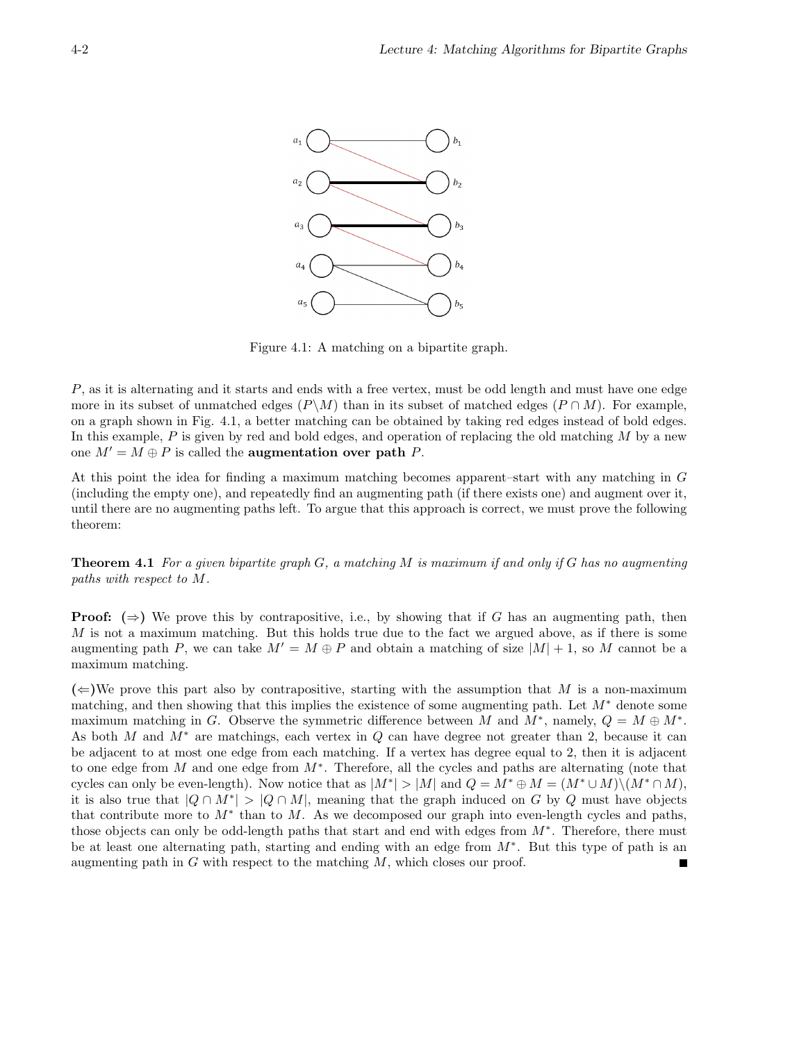Figure 4.1: A matching on a bipartite graph.

$P$, as it is alternating and it starts and ends with a free vertex, must be odd length and must have one edge more in its subset of unmatched edges ($P \backslash M$) than in its subset of matched edges ($P \cap M$). For example, on a graph shown in Fig. 4.1, a better matching can be obtained by taking red edges instead of bold edges. In this example, $P$ is given by red and bold edges, and operation of replacing the old matching $M$ by a new one $M' = M \oplus P$ is called the **augmentation over path** $P$.

At this point the idea for finding a maximum matching becomes apparent–start with any matching in $G$ (including the empty one), and repeatedly find an augmenting path (if there exists one) and augment over it, until there are no augmenting paths left. To argue that this approach is correct, we must prove the following theorem:

**Theorem 4.1** *For a given bipartite graph $G$, a matching $M$ is maximum if and only if $G$ has no augmenting paths with respect to $M$.*

**Proof:** **($\Rightarrow$)** We prove this by contrapositive, i.e., by showing that if $G$ has an augmenting path, then $M$ is not a maximum matching. But this holds true due to the fact we argued above, as if there is some augmenting path $P$, we can take $M' = M \oplus P$ and obtain a matching of size $|M| + 1$, so $M$ cannot be a maximum matching.

**($\Leftarrow$)**We prove this part also by contrapositive, starting with the assumption that $M$ is a non-maximum matching, and then showing that this implies the existence of some augmenting path. Let $M^*$ denote some maximum matching in $G$. Observe the symmetric difference between $M$ and $M^*$, namely, $Q = M \oplus M^*$. As both $M$ and $M^*$ are matchings, each vertex in $Q$ can have degree not greater than 2, because it can be adjacent to at most one edge from each matching. If a vertex has degree equal to 2, then it is adjacent to one edge from $M$ and one edge from $M^*$. Therefore, all the cycles and paths are alternating (note that cycles can only be even-length). Now notice that as $|M^*| > |M|$ and $Q = M^* \oplus M = (M^* \cup M) \backslash (M^* \cap M)$, it is also true that $|Q \cap M^*| > |Q \cap M|$, meaning that the graph induced on $G$ by $Q$ must have objects that contribute more to $M^*$ than to $M$. As we decomposed our graph into even-length cycles and paths, those objects can only be odd-length paths that start and end with edges from $M^*$. Therefore, there must be at least one alternating path, starting and ending with an edge from $M^*$. But this type of path is an augmenting path in $G$ with respect to the matching $M$, which closes our proof. ∎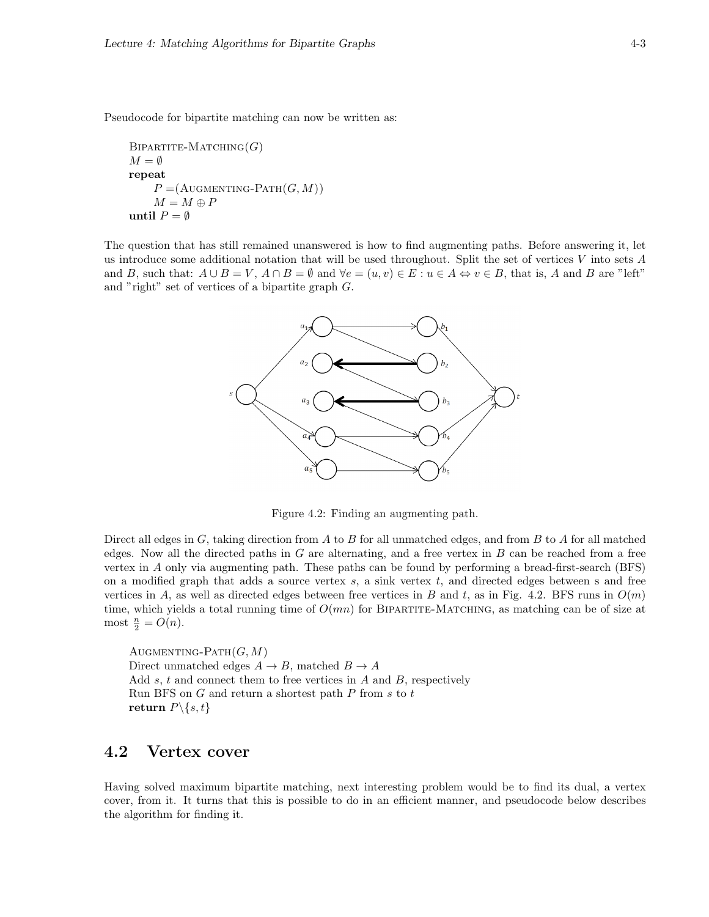Pseudocode for bipartite matching can now be written as:

```
BIPARTITE-MATCHING(G)
M = ∅
repeat
    P =(AUGMENTING-PATH(G, M))
    M = M ⊕ P
until P = ∅
```

The question that has still remained unanswered is how to find augmenting paths. Before answering it, let us introduce some additional notation that will be used throughout. Split the set of vertices $V$ into sets $A$ and $B$, such that: $A \cup B = V$, $A \cap B = \emptyset$ and $\forall e = (u, v) \in E : u \in A \Leftrightarrow v \in B$, that is, $A$ and $B$ are "left" and "right" set of vertices of a bipartite graph $G$.

Figure 4.2: Finding an augmenting path.

Direct all edges in $G$, taking direction from $A$ to $B$ for all unmatched edges, and from $B$ to $A$ for all matched edges. Now all the directed paths in $G$ are alternating, and a free vertex in $B$ can be reached from a free vertex in $A$ only via augmenting path. These paths can be found by performing a bread-first-search (BFS) on a modified graph that adds a source vertex $s$, a sink vertex $t$, and directed edges between s and free vertices in $A$, as well as directed edges between free vertices in $B$ and $t$, as in Fig. 4.2. BFS runs in $O(m)$ time, which yields a total running time of $O(mn)$ for BIPARTITE-MATCHING, as matching can be of size at most $\frac{n}{2} = O(n)$.

```
AUGMENTING-PATH(G, M)
Direct unmatched edges A → B, matched B → A
Add s, t and connect them to free vertices in A and B, respectively
Run BFS on G and return a shortest path P from s to t
return P\{s, t}
```

## 4.2 Vertex cover

Having solved maximum bipartite matching, next interesting problem would be to find its dual, a vertex cover, from it. It turns that this is possible to do in an efficient manner, and pseudocode below describes the algorithm for finding it.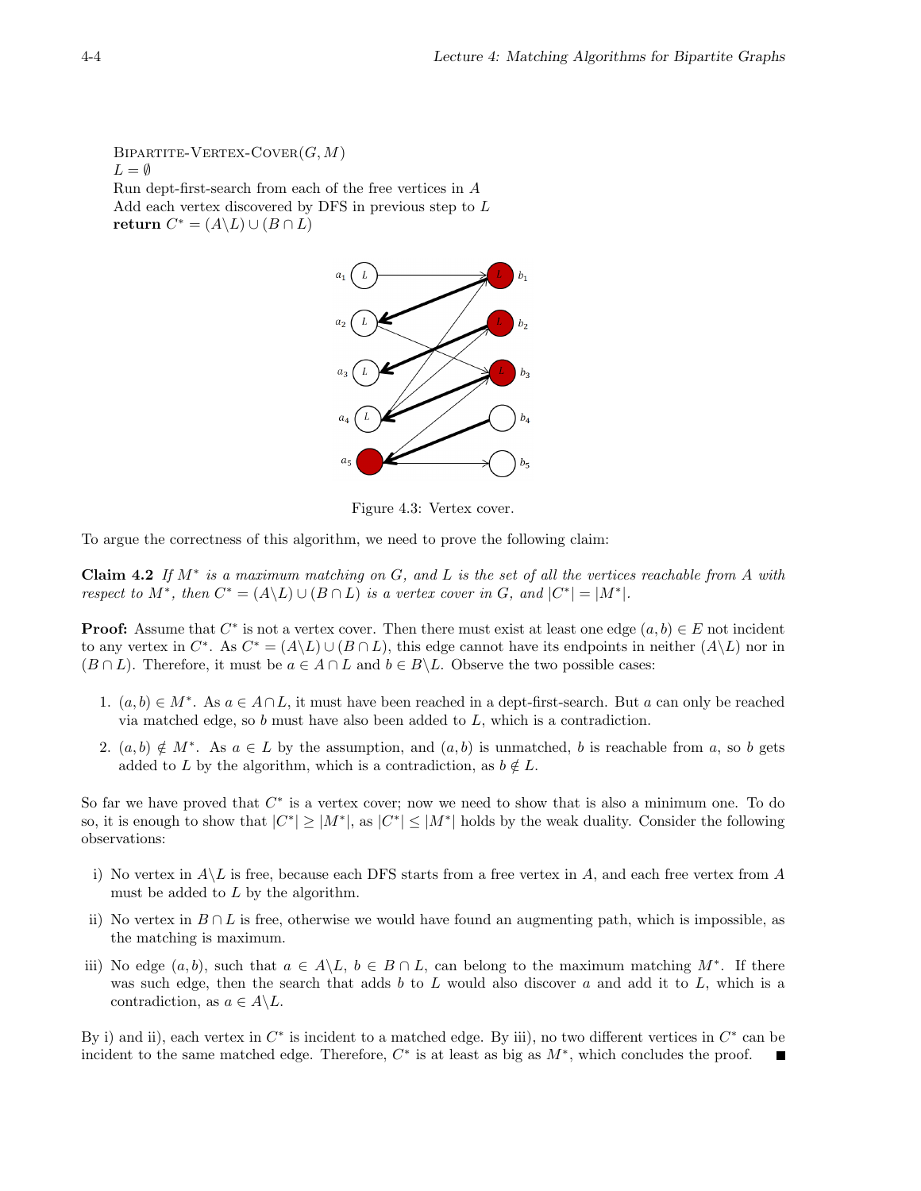```
BIPARTITE-VERTEX-COVER(G, M)
L = ∅
Run dept-first-search from each of the free vertices in A
Add each vertex discovered by DFS in previous step to L
return C* = (A\L) ∪ (B ∩ L)
```

Figure 4.3: Vertex cover.

To argue the correctness of this algorithm, we need to prove the following claim:

**Claim 4.2** *If $M^*$ is a maximum matching on $G$, and $L$ is the set of all the vertices reachable from $A$ with respect to $M^*$, then $C^* = (A \backslash L) \cup (B \cap L)$ is a vertex cover in $G$, and $|C^*| = |M^*|$.*

**Proof:** Assume that $C^*$ is not a vertex cover. Then there must exist at least one edge $(a, b) \in E$ not incident to any vertex in $C^*$. As $C^* = (A \backslash L) \cup (B \cap L)$, this edge cannot have its endpoints in neither $(A \backslash L)$ nor in $(B \cap L)$. Therefore, it must be $a \in A \cap L$ and $b \in B \backslash L$. Observe the two possible cases:

1. $(a, b) \in M^*$. As $a \in A \cap L$, it must have been reached in a dept-first-search. But $a$ can only be reached via matched edge, so $b$ must have also been added to $L$, which is a contradiction.
2. $(a, b) \notin M^*$. As $a \in L$ by the assumption, and $(a, b)$ is unmatched, $b$ is reachable from $a$, so $b$ gets added to $L$ by the algorithm, which is a contradiction, as $b \notin L$.

So far we have proved that $C^*$ is a vertex cover; now we need to show that is also a minimum one. To do so, it is enough to show that $|C^*| \geq |M^*|$, as $|C^*| \leq |M^*|$ holds by the weak duality. Consider the following observations:

i) No vertex in $A \backslash L$ is free, because each DFS starts from a free vertex in $A$, and each free vertex from $A$ must be added to $L$ by the algorithm.

ii) No vertex in $B \cap L$ is free, otherwise we would have found an augmenting path, which is impossible, as the matching is maximum.

iii) No edge $(a, b)$, such that $a \in A \backslash L$, $b \in B \cap L$, can belong to the maximum matching $M^*$. If there was such edge, then the search that adds $b$ to $L$ would also discover $a$ and add it to $L$, which is a contradiction, as $a \in A \backslash L$.

By i) and ii), each vertex in $C^*$ is incident to a matched edge. By iii), no two different vertices in $C^*$ can be incident to the same matched edge. Therefore, $C^*$ is at least as big as $M^*$, which concludes the proof. ∎